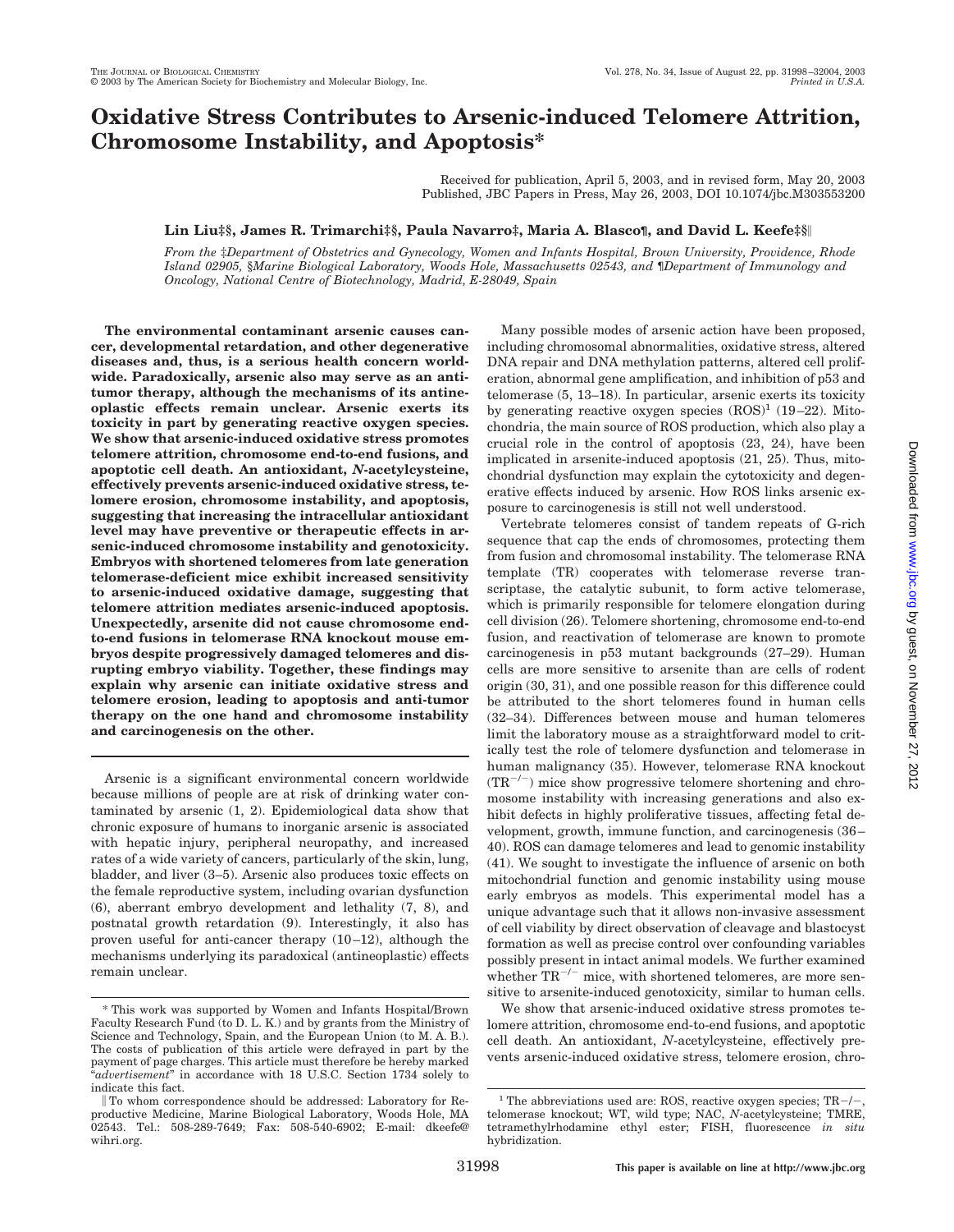# Oxidative Stress Contributes to Arsenic-induced Telomere Attrition, Chromosome Instability, and Apoptosis*

Received for publication, April 5, 2003, and in revised form, May 20, 2003
Published, JBC Papers in Press, May 26, 2003, DOI 10.1074/jbc.M303553200

**Lin Liu‡§, James R. Trimarchi‡§, Paula Navarro‡, Maria A. Blasco¶, and David L. Keefe‡§‖**

*From the ‡Department of Obstetrics and Gynecology, Women and Infants Hospital, Brown University, Providence, Rhode Island 02905, §Marine Biological Laboratory, Woods Hole, Massachusetts 02543, and ¶Department of Immunology and Oncology, National Centre of Biotechnology, Madrid, E-28049, Spain*

**The environmental contaminant arsenic causes cancer, developmental retardation, and other degenerative diseases and, thus, is a serious health concern worldwide. Paradoxically, arsenic also may serve as an antitumor therapy, although the mechanisms of its antineoplastic effects remain unclear. Arsenic exerts its toxicity in part by generating reactive oxygen species. We show that arsenic-induced oxidative stress promotes telomere attrition, chromosome end-to-end fusions, and apoptotic cell death. An antioxidant, *N*-acetylcysteine, effectively prevents arsenic-induced oxidative stress, telomere erosion, chromosome instability, and apoptosis, suggesting that increasing the intracellular antioxidant level may have preventive or therapeutic effects in arsenic-induced chromosome instability and genotoxicity. Embryos with shortened telomeres from late generation telomerase-deficient mice exhibit increased sensitivity to arsenic-induced oxidative damage, suggesting that telomere attrition mediates arsenic-induced apoptosis. Unexpectedly, arsenite did not cause chromosome end-to-end fusions in telomerase RNA knockout mouse embryos despite progressively damaged telomeres and disrupting embryo viability. Together, these findings may explain why arsenic can initiate oxidative stress and telomere erosion, leading to apoptosis and anti-tumor therapy on the one hand and chromosome instability and carcinogenesis on the other.**

Arsenic is a significant environmental concern worldwide because millions of people are at risk of drinking water contaminated by arsenic (1, 2). Epidemiological data show that chronic exposure of humans to inorganic arsenic is associated with hepatic injury, peripheral neuropathy, and increased rates of a wide variety of cancers, particularly of the skin, lung, bladder, and liver (3–5). Arsenic also produces toxic effects on the female reproductive system, including ovarian dysfunction (6), aberrant embryo development and lethality (7, 8), and postnatal growth retardation (9). Interestingly, it also has proven useful for anti-cancer therapy (10–12), although the mechanisms underlying its paradoxical (antineoplastic) effects remain unclear.

Many possible modes of arsenic action have been proposed, including chromosomal abnormalities, oxidative stress, altered DNA repair and DNA methylation patterns, altered cell proliferation, abnormal gene amplification, and inhibition of p53 and telomerase (5, 13–18). In particular, arsenic exerts its toxicity by generating reactive oxygen species (ROS)[1] (19–22). Mitochondria, the main source of ROS production, which also play a crucial role in the control of apoptosis (23, 24), have been implicated in arsenite-induced apoptosis (21, 25). Thus, mitochondrial dysfunction may explain the cytotoxicity and degenerative effects induced by arsenic. How ROS links arsenic exposure to carcinogenesis is still not well understood.

Vertebrate telomeres consist of tandem repeats of G-rich sequence that cap the ends of chromosomes, protecting them from fusion and chromosomal instability. The telomerase RNA template (TR) cooperates with telomerase reverse transcriptase, the catalytic subunit, to form active telomerase, which is primarily responsible for telomere elongation during cell division (26). Telomere shortening, chromosome end-to-end fusion, and reactivation of telomerase are known to promote carcinogenesis in p53 mutant backgrounds (27–29). Human cells are more sensitive to arsenite than are cells of rodent origin (30, 31), and one possible reason for this difference could be attributed to the short telomeres found in human cells (32–34). Differences between mouse and human telomeres limit the laboratory mouse as a straightforward model to critically test the role of telomere dysfunction and telomerase in human malignancy (35). However, telomerase RNA knockout ($TR^{-/-}$) mice show progressive telomere shortening and chromosome instability with increasing generations and also exhibit defects in highly proliferative tissues, affecting fetal development, growth, immune function, and carcinogenesis (36–40). ROS can damage telomeres and lead to genomic instability (41). We sought to investigate the influence of arsenic on both mitochondrial function and genomic instability using mouse early embryos as models. This experimental model has a unique advantage such that it allows non-invasive assessment of cell viability by direct observation of cleavage and blastocyst formation as well as precise control over confounding variables possibly present in intact animal models. We further examined whether $TR^{-/-}$ mice, with shortened telomeres, are more sensitive to arsenite-induced genotoxicity, similar to human cells.

We show that arsenic-induced oxidative stress promotes telomere attrition, chromosome end-to-end fusions, and apoptotic cell death. An antioxidant, *N*-acetylcysteine, effectively prevents arsenic-induced oxidative stress, telomere erosion, chro-

---

\* This work was supported by Women and Infants Hospital/Brown Faculty Research Fund (to D. L. K.) and by grants from the Ministry of Science and Technology, Spain, and the European Union (to M. A. B.). The costs of publication of this article were defrayed in part by the payment of page charges. This article must therefore be hereby marked "*advertisement*" in accordance with 18 U.S.C. Section 1734 solely to indicate this fact.

‖ To whom correspondence should be addressed: Laboratory for Reproductive Medicine, Marine Biological Laboratory, Woods Hole, MA 02543. Tel.: 508-289-7649; Fax: 508-540-6902; E-mail: dkeefe@wihri.org.

[1] The abbreviations used are: ROS, reactive oxygen species; TR−/−, telomerase knockout; WT, wild type; NAC, *N*-acetylcysteine; TMRE, tetramethylrhodamine ethyl ester; FISH, fluorescence *in situ* hybridization.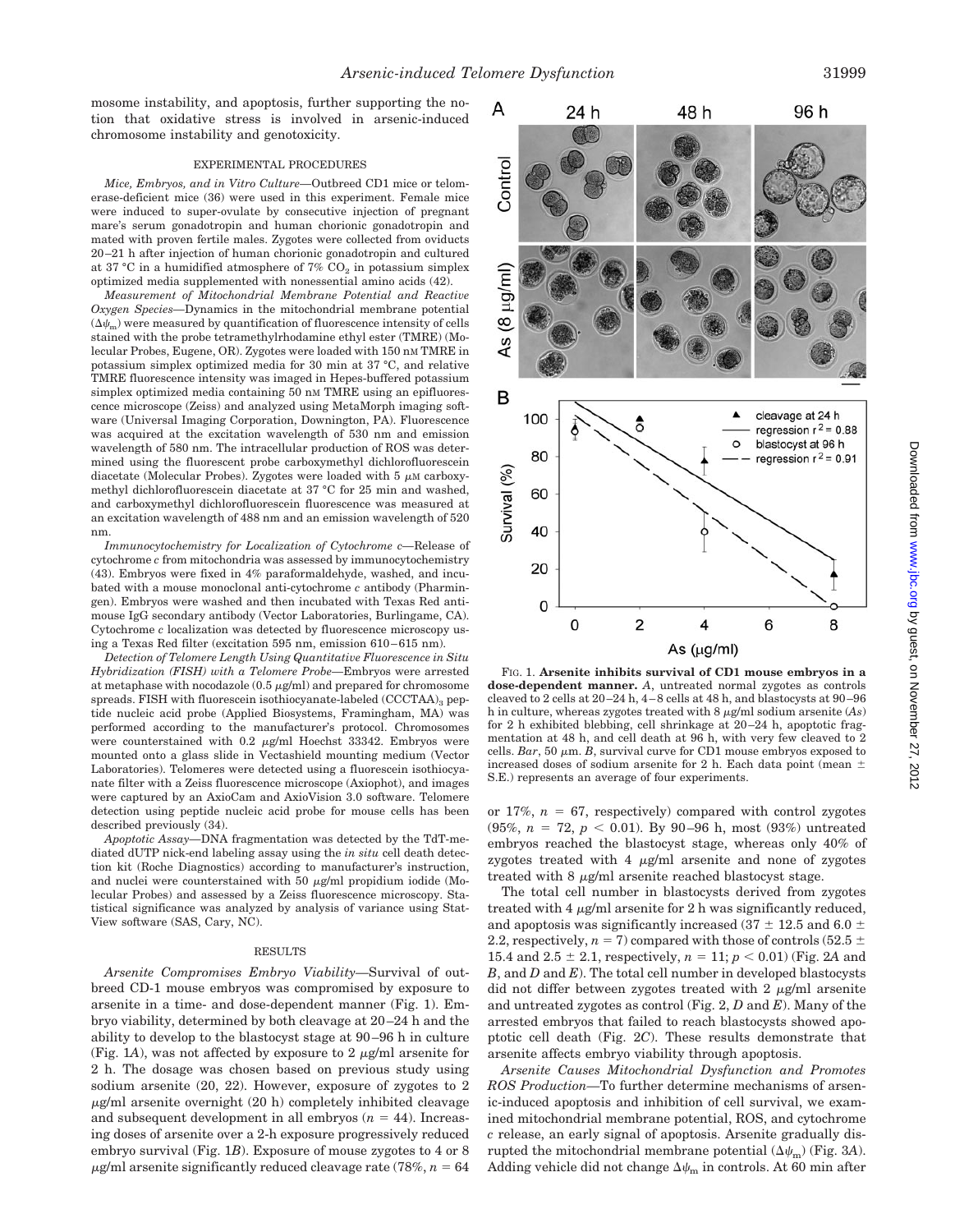mosome instability, and apoptosis, further supporting the notion that oxidative stress is involved in arsenic-induced chromosome instability and genotoxicity.

## EXPERIMENTAL PROCEDURES

*Mice, Embryos, and in Vitro Culture*—Outbreed CD1 mice or telomerase-deficient mice (36) were used in this experiment. Female mice were induced to super-ovulate by consecutive injection of pregnant mare's serum gonadotropin and human chorionic gonadotropin and mated with proven fertile males. Zygotes were collected from oviducts 20–21 h after injection of human chorionic gonadotropin and cultured at 37 °C in a humidified atmosphere of 7% $CO_2$ in potassium simplex optimized media supplemented with nonessential amino acids (42).

*Measurement of Mitochondrial Membrane Potential and Reactive Oxygen Species*—Dynamics in the mitochondrial membrane potential ($\Delta\psi_m$) were measured by quantification of fluorescence intensity of cells stained with the probe tetramethylrhodamine ethyl ester (TMRE) (Molecular Probes, Eugene, OR). Zygotes were loaded with 150 nM TMRE in potassium simplex optimized media for 30 min at 37 °C, and relative TMRE fluorescence intensity was imaged in Hepes-buffered potassium simplex optimized media containing 50 nM TMRE using an epifluorescence microscope (Zeiss) and analyzed using MetaMorph imaging software (Universal Imaging Corporation, Downington, PA). Fluorescence was acquired at the excitation wavelength of 530 nm and emission wavelength of 580 nm. The intracellular production of ROS was determined using the fluorescent probe carboxymethyl dichlorofluorescein diacetate (Molecular Probes). Zygotes were loaded with 5 μM carboxymethyl dichlorofluorescein diacetate at 37 °C for 25 min and washed, and carboxymethyl dichlorofluorescein fluorescence was measured at an excitation wavelength of 488 nm and an emission wavelength of 520 nm.

*Immunocytochemistry for Localization of Cytochrome c*—Release of cytochrome *c* from mitochondria was assessed by immunocytochemistry (43). Embryos were fixed in 4% paraformaldehyde, washed, and incubated with a mouse monoclonal anti-cytochrome *c* antibody (Pharmingen). Embryos were washed and then incubated with Texas Red anti-mouse IgG secondary antibody (Vector Laboratories, Burlingame, CA). Cytochrome *c* localization was detected by fluorescence microscopy using a Texas Red filter (excitation 595 nm, emission 610–615 nm).

*Detection of Telomere Length Using Quantitative Fluorescence in Situ Hybridization (FISH) with a Telomere Probe*—Embryos were arrested at metaphase with nocodazole (0.5 μg/ml) and prepared for chromosome spreads. FISH with fluorescein isothiocyanate-labeled $(CCCTAA)_3$ peptide nucleic acid probe (Applied Biosystems, Framingham, MA) was performed according to the manufacturer's protocol. Chromosomes were counterstained with 0.2 μg/ml Hoechst 33342. Embryos were mounted onto a glass slide in Vectashield mounting medium (Vector Laboratories). Telomeres were detected using a fluorescein isothiocyanate filter with a Zeiss fluorescence microscope (Axiophot), and images were captured by an AxioCam and AxioVision 3.0 software. Telomere detection using peptide nucleic acid probe for mouse cells has been described previously (34).

*Apoptotic Assay*—DNA fragmentation was detected by the TdT-mediated dUTP nick-end labeling assay using the *in situ* cell death detection kit (Roche Diagnostics) according to manufacturer's instruction, and nuclei were counterstained with 50 μg/ml propidium iodide (Molecular Probes) and assessed by a Zeiss fluorescence microscopy. Statistical significance was analyzed by analysis of variance using StatView software (SAS, Cary, NC).

## RESULTS

*Arsenite Compromises Embryo Viability*—Survival of outbreed CD-1 mouse embryos was compromised by exposure to arsenite in a time- and dose-dependent manner (Fig. 1). Embryo viability, determined by both cleavage at 20–24 h and the ability to develop to the blastocyst stage at 90–96 h in culture (Fig. 1*A*), was not affected by exposure to 2 μg/ml arsenite for 2 h. The dosage was chosen based on previous study using sodium arsenite (20, 22). However, exposure of zygotes to 2 μg/ml arsenite overnight (20 h) completely inhibited cleavage and subsequent development in all embryos ($n = 44$). Increasing doses of arsenite over a 2-h exposure progressively reduced embryo survival (Fig. 1*B*). Exposure of mouse zygotes to 4 or 8 μg/ml arsenite significantly reduced cleavage rate (78%, $n = 64$ or 17%, $n = 67$, respectively) compared with control zygotes (95%, $n = 72$, $p < 0.01$). By 90–96 h, most (93%) untreated embryos reached the blastocyst stage, whereas only 40% of zygotes treated with 4 μg/ml arsenite and none of zygotes treated with 8 μg/ml arsenite reached blastocyst stage.

**FIG. 1. Arsenite inhibits survival of CD1 mouse embryos in a dose-dependent manner.** *A*, untreated normal zygotes as controls cleaved to 2 cells at 20–24 h, 4–8 cells at 48 h, and blastocysts at 90–96 h in culture, whereas zygotes treated with 8 μg/ml sodium arsenite (*As*) for 2 h exhibited blebbing, cell shrinkage at 20–24 h, apoptotic fragmentation at 48 h, and cell death at 96 h, with very few cleaved to 2 cells. *Bar*, 50 μm. *B*, survival curve for CD1 mouse embryos exposed to increased doses of sodium arsenite for 2 h. Each data point (mean ± S.E.) represents an average of four experiments.

The total cell number in blastocysts derived from zygotes treated with 4 μg/ml arsenite for 2 h was significantly reduced, and apoptosis was significantly increased (37 ± 12.5 and 6.0 ± 2.2, respectively, $n = 7$) compared with those of controls (52.5 ± 15.4 and 2.5 ± 2.1, respectively, $n = 11$; $p < 0.01$) (Fig. 2*A* and *B*, and *D* and *E*). The total cell number in developed blastocysts did not differ between zygotes treated with 2 μg/ml arsenite and untreated zygotes as control (Fig. 2, *D* and *E*). Many of the arrested embryos that failed to reach blastocysts showed apoptotic cell death (Fig. 2*C*). These results demonstrate that arsenite affects embryo viability through apoptosis.

*Arsenite Causes Mitochondrial Dysfunction and Promotes ROS Production*—To further determine mechanisms of arsenic-induced apoptosis and inhibition of cell survival, we examined mitochondrial membrane potential, ROS, and cytochrome *c* release, an early signal of apoptosis. Arsenite gradually disrupted the mitochondrial membrane potential ($\Delta\psi_m$) (Fig. 3*A*). Adding vehicle did not change $\Delta\psi_m$ in controls. At 60 min after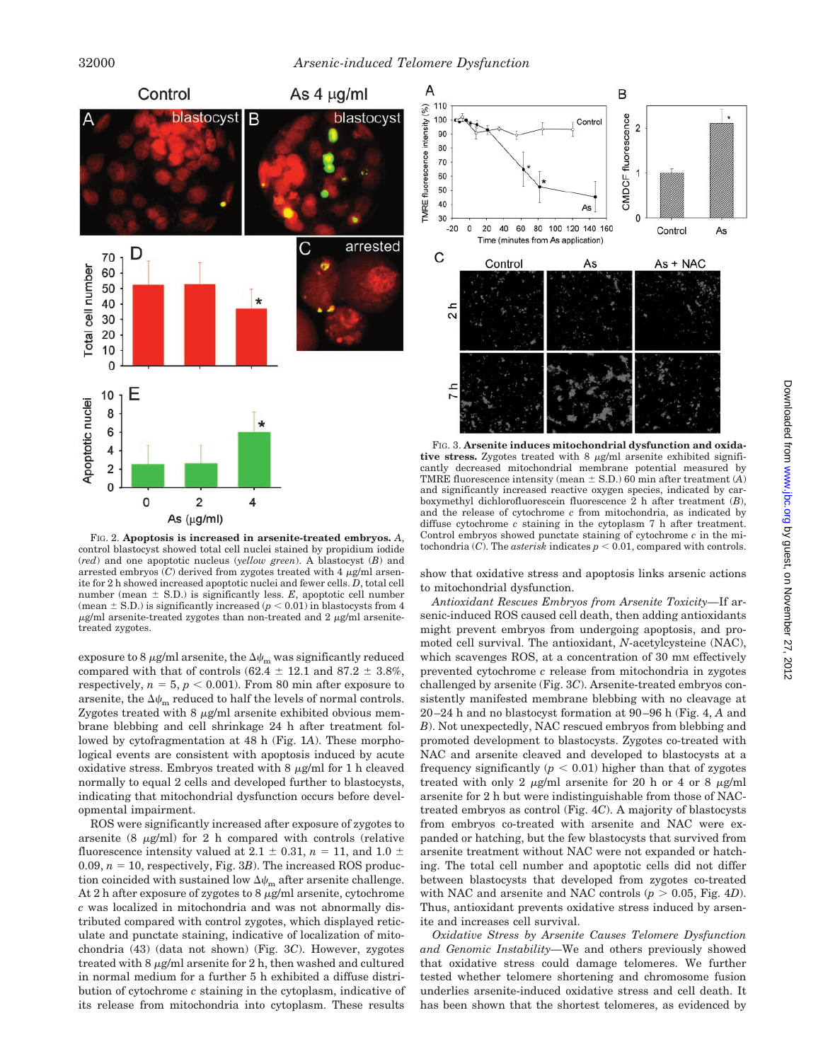FIG. 2. **Apoptosis is increased in arsenite-treated embryos.** *A*, control blastocyst showed total cell nuclei stained by propidium iodide (*red*) and one apoptotic nucleus (*yellow green*). A blastocyst (*B*) and arrested embryos (*C*) derived from zygotes treated with 4 μg/ml arsenite for 2 h showed increased apoptotic nuclei and fewer cells. *D*, total cell number (mean ± S.D.) is significantly less. *E*, apoptotic cell number (mean ± S.D.) is significantly increased ($p < 0.01$) in blastocysts from 4 μg/ml arsenite-treated zygotes than non-treated and 2 μg/ml arsenite-treated zygotes.

FIG. 3. **Arsenite induces mitochondrial dysfunction and oxidative stress.** Zygotes treated with 8 μg/ml arsenite exhibited significantly decreased mitochondrial membrane potential measured by TMRE fluorescence intensity (mean ± S.D.) 60 min after treatment (*A*) and significantly increased reactive oxygen species, indicated by carboxymethyl dichlorofluorescein fluorescence 2 h after treatment (*B*), and the release of cytochrome *c* from mitochondria, as indicated by diffuse cytochrome *c* staining in the cytoplasm 7 h after treatment. Control embryos showed punctate staining of cytochrome *c* in the mitochondria (*C*). The *asterisk* indicates $p < 0.01$, compared with controls.

exposure to 8 μg/ml arsenite, the $\Delta\psi_m$ was significantly reduced compared with that of controls (62.4 ± 12.1 and 87.2 ± 3.8%, respectively, $n = 5$, $p < 0.001$). From 80 min after exposure to arsenite, the $\Delta\psi_m$ reduced to half the levels of normal controls. Zygotes treated with 8 μg/ml arsenite exhibited obvious membrane blebbing and cell shrinkage 24 h after treatment followed by cytofragmentation at 48 h (Fig. 1*A*). These morphological events are consistent with apoptosis induced by acute oxidative stress. Embryos treated with 8 μg/ml for 1 h cleaved normally to equal 2 cells and developed further to blastocysts, indicating that mitochondrial dysfunction occurs before developmental impairment.

ROS were significantly increased after exposure of zygotes to arsenite (8 μg/ml) for 2 h compared with controls (relative fluorescence intensity valued at 2.1 ± 0.31, $n = 11$, and 1.0 ± 0.09, $n = 10$, respectively, Fig. 3*B*). The increased ROS production coincided with sustained low $\Delta\psi_m$ after arsenite challenge. At 2 h after exposure of zygotes to 8 μg/ml arsenite, cytochrome *c* was localized in mitochondria and was not abnormally distributed compared with control zygotes, which displayed reticulate and punctate staining, indicative of localization of mitochondria (43) (data not shown) (Fig. 3*C*). However, zygotes treated with 8 μg/ml arsenite for 2 h, then washed and cultured in normal medium for a further 5 h exhibited a diffuse distribution of cytochrome *c* staining in the cytoplasm, indicative of its release from mitochondria into cytoplasm. These results show that oxidative stress and apoptosis links arsenic actions to mitochondrial dysfunction.

*Antioxidant Rescues Embryos from Arsenite Toxicity*—If arsenic-induced ROS caused cell death, then adding antioxidants might prevent embryos from undergoing apoptosis, and promoted cell survival. The antioxidant, *N*-acetylcysteine (NAC), which scavenges ROS, at a concentration of 30 mM effectively prevented cytochrome *c* release from mitochondria in zygotes challenged by arsenite (Fig. 3*C*). Arsenite-treated embryos consistently manifested membrane blebbing with no cleavage at 20–24 h and no blastocyst formation at 90–96 h (Fig. 4, *A* and *B*). Not unexpectedly, NAC rescued embryos from blebbing and promoted development to blastocysts. Zygotes co-treated with NAC and arsenite cleaved and developed to blastocysts at a frequency significantly ($p < 0.01$) higher than that of zygotes treated with only 2 μg/ml arsenite for 20 h or 4 or 8 μg/ml arsenite for 2 h but were indistinguishable from those of NAC-treated embryos as control (Fig. 4*C*). A majority of blastocysts from embryos co-treated with arsenite and NAC were expanded or hatching, but the few blastocysts that survived from arsenite treatment without NAC were not expanded or hatching. The total cell number and apoptotic cells did not differ between blastocysts that developed from zygotes co-treated with NAC and arsenite and NAC controls ($p > 0.05$, Fig. 4*D*). Thus, antioxidant prevents oxidative stress induced by arsenite and increases cell survival.

*Oxidative Stress by Arsenite Causes Telomere Dysfunction and Genomic Instability*—We and others previously showed that oxidative stress could damage telomeres. We further tested whether telomere shortening and chromosome fusion underlies arsenite-induced oxidative stress and cell death. It has been shown that the shortest telomeres, as evidenced by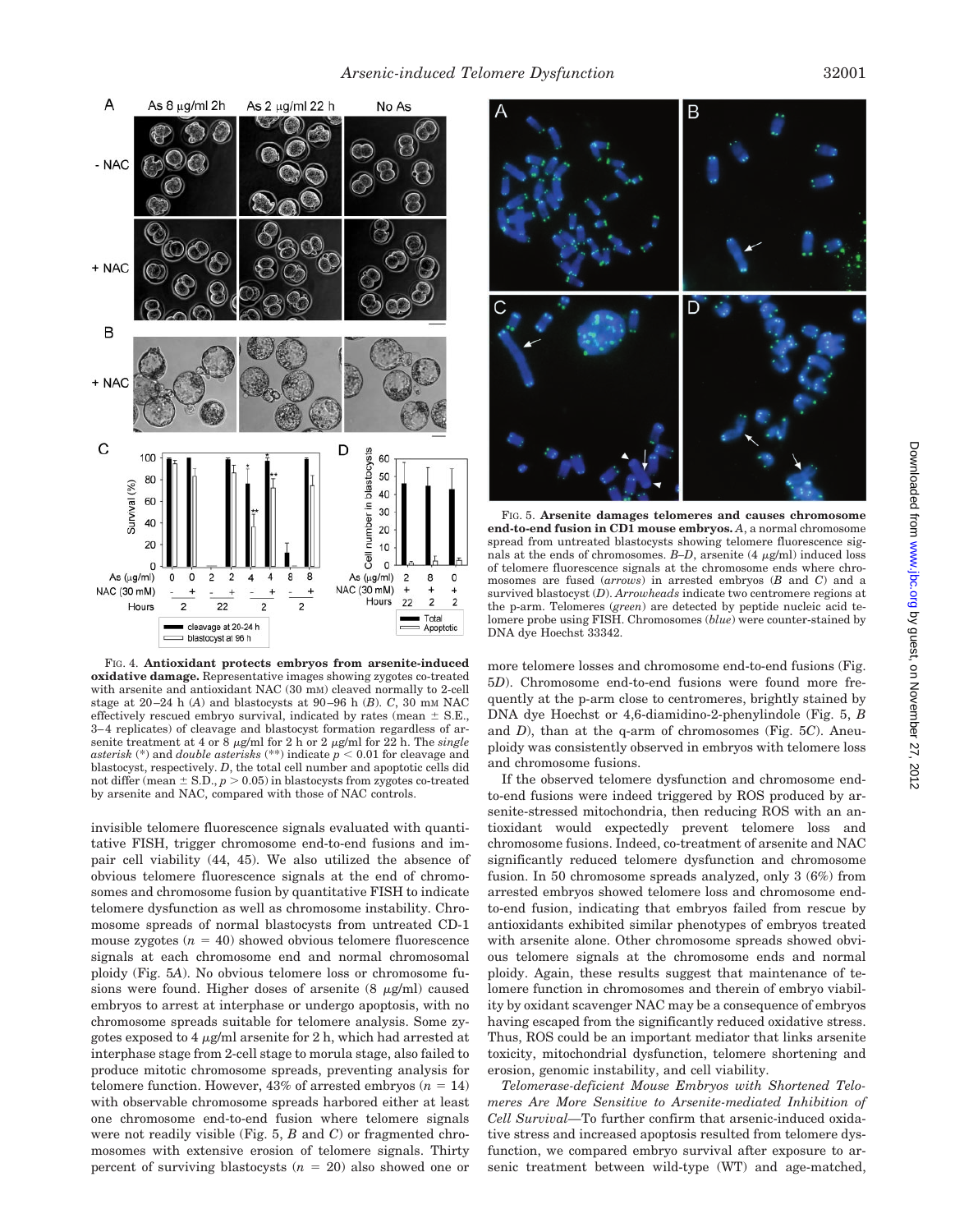FIG. 4. **Antioxidant protects embryos from arsenite-induced oxidative damage.** Representative images showing zygotes co-treated with arsenite and antioxidant NAC (30 mM) cleaved normally to 2-cell stage at 20–24 h (*A*) and blastocysts at 90–96 h (*B*). *C*, 30 mM NAC effectively rescued embryo survival, indicated by rates (mean ± S.E., 3–4 replicates) of cleavage and blastocyst formation regardless of arsenite treatment at 4 or 8 μg/ml for 2 h or 2 μg/ml for 22 h. The *single asterisk* (*) and *double asterisks* (**) indicate $p < 0.01$ for cleavage and blastocyst, respectively. *D*, the total cell number and apoptotic cells did not differ (mean ± S.D., $p > 0.05$) in blastocysts from zygotes co-treated by arsenite and NAC, compared with those of NAC controls.

invisible telomere fluorescence signals evaluated with quantitative FISH, trigger chromosome end-to-end fusions and impair cell viability (44, 45). We also utilized the absence of obvious telomere fluorescence signals at the end of chromosomes and chromosome fusion by quantitative FISH to indicate telomere dysfunction as well as chromosome instability. Chromosome spreads of normal blastocysts from untreated CD-1 mouse zygotes ($n = 40$) showed obvious telomere fluorescence signals at each chromosome end and normal chromosomal ploidy (Fig. 5*A*). No obvious telomere loss or chromosome fusions were found. Higher doses of arsenite (8 μg/ml) caused embryos to arrest at interphase or undergo apoptosis, with no chromosome spreads suitable for telomere analysis. Some zygotes exposed to 4 μg/ml arsenite for 2 h, which had arrested at interphase stage from 2-cell stage to morula stage, also failed to produce mitotic chromosome spreads, preventing analysis for telomere function. However, 43% of arrested embryos ($n = 14$) with observable chromosome spreads harbored either at least one chromosome end-to-end fusion where telomere signals were not readily visible (Fig. 5, *B* and *C*) or fragmented chromosomes with extensive erosion of telomere signals. Thirty percent of surviving blastocysts ($n = 20$) also showed one or more telomere losses and chromosome end-to-end fusions (Fig. 5*D*). Chromosome end-to-end fusions were found more frequently at the p-arm close to centromeres, brightly stained by DNA dye Hoechst or 4,6-diamidino-2-phenylindole (Fig. 5, *B* and *D*), than at the q-arm of chromosomes (Fig. 5*C*). Aneuploidy was consistently observed in embryos with telomere loss and chromosome fusions.

FIG. 5. **Arsenite damages telomeres and causes chromosome end-to-end fusion in CD1 mouse embryos.** *A*, a normal chromosome spread from untreated blastocysts showing telomere fluorescence signals at the ends of chromosomes. *B–D*, arsenite (4 μg/ml) induced loss of telomere fluorescence signals at the chromosome ends where chromosomes are fused (*arrows*) in arrested embryos (*B* and *C*) and a survived blastocyst (*D*). *Arrowheads* indicate two centromere regions at the p-arm. Telomeres (*green*) are detected by peptide nucleic acid telomere probe using FISH. Chromosomes (*blue*) were counter-stained by DNA dye Hoechst 33342.

If the observed telomere dysfunction and chromosome end-to-end fusions were indeed triggered by ROS produced by arsenite-stressed mitochondria, then reducing ROS with an antioxidant would expectedly prevent telomere loss and chromosome fusions. Indeed, co-treatment of arsenite and NAC significantly reduced telomere dysfunction and chromosome fusion. In 50 chromosome spreads analyzed, only 3 (6%) from arrested embryos showed telomere loss and chromosome end-to-end fusion, indicating that embryos failed from rescue by antioxidants exhibited similar phenotypes of embryos treated with arsenite alone. Other chromosome spreads showed obvious telomere signals at the chromosome ends and normal ploidy. Again, these results suggest that maintenance of telomere function in chromosomes and therein of embryo viability by oxidant scavenger NAC may be a consequence of embryos having escaped from the significantly reduced oxidative stress. Thus, ROS could be an important mediator that links arsenite toxicity, mitochondrial dysfunction, telomere shortening and erosion, genomic instability, and cell viability.

*Telomerase-deficient Mouse Embryos with Shortened Telomeres Are More Sensitive to Arsenite-mediated Inhibition of Cell Survival*—To further confirm that arsenic-induced oxidative stress and increased apoptosis resulted from telomere dysfunction, we compared embryo survival after exposure to arsenic treatment between wild-type (WT) and age-matched,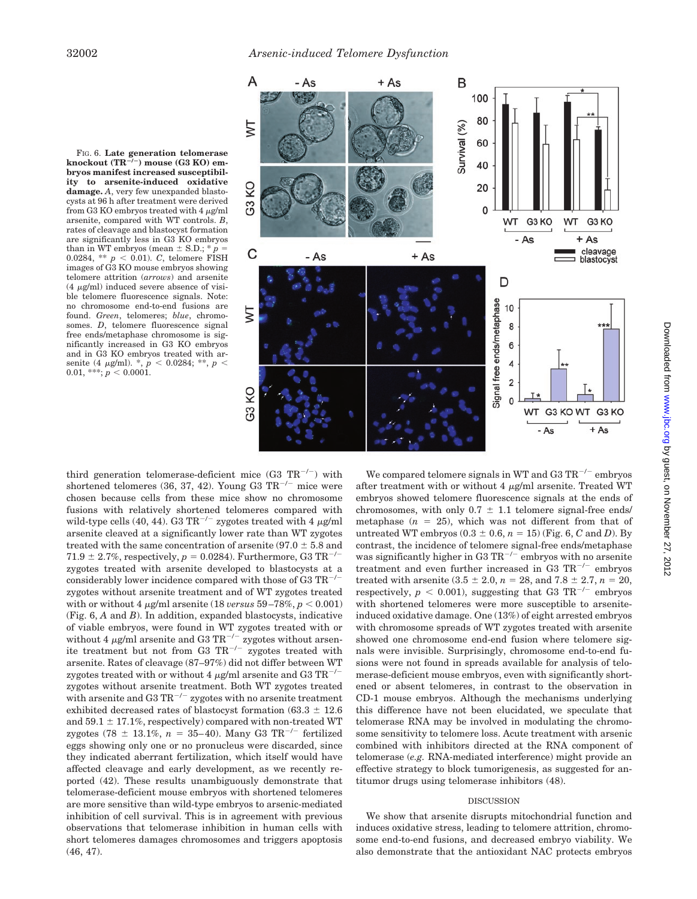FIG. 6. **Late generation telomerase knockout ($TR^{-/-}$) mouse (G3 KO) embryos manifest increased susceptibility to arsenite-induced oxidative damage.** *A*, very few unexpanded blastocysts at 96 h after treatment were derived from G3 KO embryos treated with 4 μg/ml arsenite, compared with WT controls. *B*, rates of cleavage and blastocyst formation are significantly less in G3 KO embryos than in WT embryos (mean ± S.D.; * $p = 0.0284$, ** $p < 0.01$). *C*, telomere FISH images of G3 KO mouse embryos showing telomere attrition (*arrows*) and arsenite (4 μg/ml) induced severe absence of visible telomere fluorescence signals. Note: no chromosome end-to-end fusions are found. *Green*, telomeres; *blue*, chromosomes. *D*, telomere fluorescence signal free ends/metaphase chromosome is significantly increased in G3 KO embryos and in G3 KO embryos treated with arsenite (4 μg/ml). *, $p < 0.0284$; **, $p < 0.01$, ***; $p < 0.0001$.

third generation telomerase-deficient mice (G3 $TR^{-/-}$) with shortened telomeres (36, 37, 42). Young G3 $TR^{-/-}$ mice were chosen because cells from these mice show no chromosome fusions with relatively shortened telomeres compared with wild-type cells (40, 44). G3 $TR^{-/-}$ zygotes treated with 4 μg/ml arsenite cleaved at a significantly lower rate than WT zygotes treated with the same concentration of arsenite (97.0 ± 5.8 and 71.9 ± 2.7%, respectively, $p = 0.0284$). Furthermore, G3 $TR^{-/-}$ zygotes treated with arsenite developed to blastocysts at a considerably lower incidence compared with those of G3 $TR^{-/-}$ zygotes without arsenite treatment and of WT zygotes treated with or without 4 μg/ml arsenite (18 *versus* 59–78%, $p < 0.001$) (Fig. 6, *A* and *B*). In addition, expanded blastocysts, indicative of viable embryos, were found in WT zygotes treated with or without 4 μg/ml arsenite and G3 $TR^{-/-}$ zygotes without arsenite treatment but not from G3 $TR^{-/-}$ zygotes treated with arsenite. Rates of cleavage (87–97%) did not differ between WT zygotes treated with or without 4 μg/ml arsenite and G3 $TR^{-/-}$ zygotes without arsenite treatment. Both WT zygotes treated with arsenite and G3 $TR^{-/-}$ zygotes with no arsenite treatment exhibited decreased rates of blastocyst formation (63.3 ± 12.6 and 59.1 ± 17.1%, respectively) compared with non-treated WT zygotes (78 ± 13.1%, $n = 35$–40). Many G3 $TR^{-/-}$ fertilized eggs showing only one or no pronucleus were discarded, since they indicated aberrant fertilization, which itself would have affected cleavage and early development, as we recently reported (42). These results unambiguously demonstrate that telomerase-deficient mouse embryos with shortened telomeres are more sensitive than wild-type embryos to arsenic-mediated inhibition of cell survival. This is in agreement with previous observations that telomerase inhibition in human cells with short telomeres damages chromosomes and triggers apoptosis (46, 47).

We compared telomere signals in WT and G3 $TR^{-/-}$ embryos after treatment with or without 4 μg/ml arsenite. Treated WT embryos showed telomere fluorescence signals at the ends of chromosomes, with only 0.7 ± 1.1 telomere signal-free ends/metaphase ($n = 25$), which was not different from that of untreated WT embryos (0.3 ± 0.6, $n = 15$) (Fig. 6, *C* and *D*). By contrast, the incidence of telomere signal-free ends/metaphase was significantly higher in G3 $TR^{-/-}$ embryos with no arsenite treatment and even further increased in G3 $TR^{-/-}$ embryos treated with arsenite (3.5 ± 2.0, $n = 28$, and 7.8 ± 2.7, $n = 20$, respectively, $p < 0.001$), suggesting that G3 $TR^{-/-}$ embryos with shortened telomeres were more susceptible to arsenite-induced oxidative damage. One (13%) of eight arrested embryos with chromosome spreads of WT zygotes treated with arsenite showed one chromosome end-to-end fusion where telomere signals were invisible. Surprisingly, chromosome end-to-end fusions were not found in spreads available for analysis of telomerase-deficient mouse embryos, even with significantly shortened or absent telomeres, in contrast to the observation in CD-1 mouse embryos. Although the mechanisms underlying this difference have not been elucidated, we speculate that telomerase RNA may be involved in modulating the chromosome sensitivity to telomere loss. Acute treatment with arsenic combined with inhibitors directed at the RNA component of telomerase (*e.g.* RNA-mediated interference) might provide an effective strategy to block tumorigenesis, as suggested for antitumor drugs using telomerase inhibitors (48).

## DISCUSSION

We show that arsenite disrupts mitochondrial function and induces oxidative stress, leading to telomere attrition, chromosome end-to-end fusions, and decreased embryo viability. We also demonstrate that the antioxidant NAC protects embryos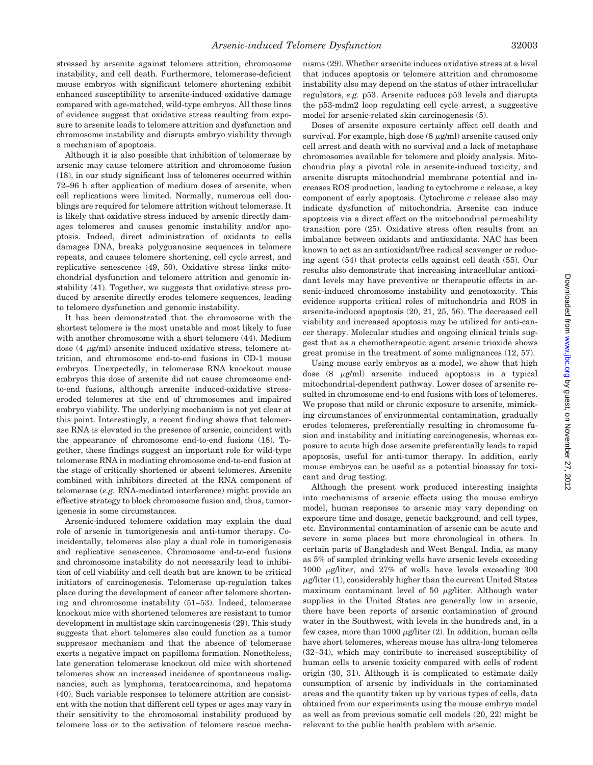stressed by arsenite against telomere attrition, chromosome instability, and cell death. Furthermore, telomerase-deficient mouse embryos with significant telomere shortening exhibit enhanced susceptibility to arsenite-induced oxidative damage compared with age-matched, wild-type embryos. All these lines of evidence suggest that oxidative stress resulting from exposure to arsenite leads to telomere attrition and dysfunction and chromosome instability and disrupts embryo viability through a mechanism of apoptosis.

Although it is also possible that inhibition of telomerase by arsenic may cause telomere attrition and chromosome fusion (18), in our study significant loss of telomeres occurred within 72–96 h after application of medium doses of arsenite, when cell replications were limited. Normally, numerous cell doublings are required for telomere attrition without telomerase. It is likely that oxidative stress induced by arsenic directly damages telomeres and causes genomic instability and/or apoptosis. Indeed, direct administration of oxidants to cells damages DNA, breaks polyguanosine sequences in telomere repeats, and causes telomere shortening, cell cycle arrest, and replicative senescence (49, 50). Oxidative stress links mitochondrial dysfunction and telomere attrition and genomic instability (41). Together, we suggests that oxidative stress produced by arsenite directly erodes telomere sequences, leading to telomere dysfunction and genomic instability.

It has been demonstrated that the chromosome with the shortest telomere is the most unstable and most likely to fuse with another chromosome with a short telomere (44). Medium dose (4 μg/ml) arsenite induced oxidative stress, telomere attrition, and chromosome end-to-end fusions in CD-1 mouse embryos. Unexpectedly, in telomerase RNA knockout mouse embryos this dose of arsenite did not cause chromosome end-to-end fusions, although arsenite induced-oxidative stress-eroded telomeres at the end of chromosomes and impaired embryo viability. The underlying mechanism is not yet clear at this point. Interestingly, a recent finding shows that telomerase RNA is elevated in the presence of arsenic, coincident with the appearance of chromosome end-to-end fusions (18). Together, these findings suggest an important role for wild-type telomerase RNA in mediating chromosome end-to-end fusion at the stage of critically shortened or absent telomeres. Arsenite combined with inhibitors directed at the RNA component of telomerase (*e.g.* RNA-mediated interference) might provide an effective strategy to block chromosome fusion and, thus, tumorigenesis in some circumstances.

Arsenic-induced telomere oxidation may explain the dual role of arsenic in tumorigenesis and anti-tumor therapy. Coincidentally, telomeres also play a dual role in tumorigenesis and replicative senescence. Chromosome end-to-end fusions and chromosome instability do not necessarily lead to inhibition of cell viability and cell death but are known to be critical initiators of carcinogenesis. Telomerase up-regulation takes place during the development of cancer after telomere shortening and chromosome instability (51–53). Indeed, telomerase knockout mice with shortened telomeres are resistant to tumor development in multistage skin carcinogenesis (29). This study suggests that short telomeres also could function as a tumor suppressor mechanism and that the absence of telomerase exerts a negative impact on papilloma formation. Nonetheless, late generation telomerase knockout old mice with shortened telomeres show an increased incidence of spontaneous malignancies, such as lymphoma, teratocarcinoma, and hepatoma (40). Such variable responses to telomere attrition are consistent with the notion that different cell types or ages may vary in their sensitivity to the chromosomal instability produced by telomere loss or to the activation of telomere rescue mechanisms (29). Whether arsenite induces oxidative stress at a level that induces apoptosis or telomere attrition and chromosome instability also may depend on the status of other intracellular regulators, *e.g.* p53. Arsenite reduces p53 levels and disrupts the p53-mdm2 loop regulating cell cycle arrest, a suggestive model for arsenic-related skin carcinogenesis (5).

Doses of arsenite exposure certainly affect cell death and survival. For example, high dose (8 μg/ml) arsenite caused only cell arrest and death with no survival and a lack of metaphase chromosomes available for telomere and ploidy analysis. Mitochondria play a pivotal role in arsenite-induced toxicity, and arsenite disrupts mitochondrial membrane potential and increases ROS production, leading to cytochrome *c* release, a key component of early apoptosis. Cytochrome *c* release also may indicate dysfunction of mitochondria. Arsenite can induce apoptosis via a direct effect on the mitochondrial permeability transition pore (25). Oxidative stress often results from an imbalance between oxidants and antioxidants. NAC has been known to act as an antioxidant/free radical scavenger or reducing agent (54) that protects cells against cell death (55). Our results also demonstrate that increasing intracellular antioxidant levels may have preventive or therapeutic effects in arsenic-induced chromosome instability and genotoxocity. This evidence supports critical roles of mitochondria and ROS in arsenite-induced apoptosis (20, 21, 25, 56). The decreased cell viability and increased apoptosis may be utilized for anti-cancer therapy. Molecular studies and ongoing clinical trials suggest that as a chemotherapeutic agent arsenic trioxide shows great promise in the treatment of some malignances (12, 57).

Using mouse early embryos as a model, we show that high dose (8 μg/ml) arsenite induced apoptosis in a typical mitochondrial-dependent pathway. Lower doses of arsenite resulted in chromosome end-to end fusions with loss of telomeres. We propose that mild or chronic exposure to arsenite, mimicking circumstances of environmental contamination, gradually erodes telomeres, preferentially resulting in chromosome fusion and instability and initiating carcinogenesis, whereas exposure to acute high dose arsenite preferentially leads to rapid apoptosis, useful for anti-tumor therapy. In addition, early mouse embryos can be useful as a potential bioassay for toxicant and drug testing.

Although the present work produced interesting insights into mechanisms of arsenic effects using the mouse embryo model, human responses to arsenic may vary depending on exposure time and dosage, genetic background, and cell types, etc. Environmental contamination of arsenic can be acute and severe in some places but more chronological in others. In certain parts of Bangladesh and West Bengal, India, as many as 5% of sampled drinking wells have arsenic levels exceeding 1000 μg/liter, and 27% of wells have levels exceeding 300 μg/liter (1), considerably higher than the current United States maximum contaminant level of 50 μg/liter. Although water supplies in the United States are generally low in arsenic, there have been reports of arsenic contamination of ground water in the Southwest, with levels in the hundreds and, in a few cases, more than 1000 μg/liter (2). In addition, human cells have short telomeres, whereas mouse has ultra-long telomeres (32–34), which may contribute to increased susceptibility of human cells to arsenic toxicity compared with cells of rodent origin (30, 31). Although it is complicated to estimate daily consumption of arsenic by individuals in the contaminated areas and the quantity taken up by various types of cells, data obtained from our experiments using the mouse embryo model as well as from previous somatic cell models (20, 22) might be relevant to the public health problem with arsenic.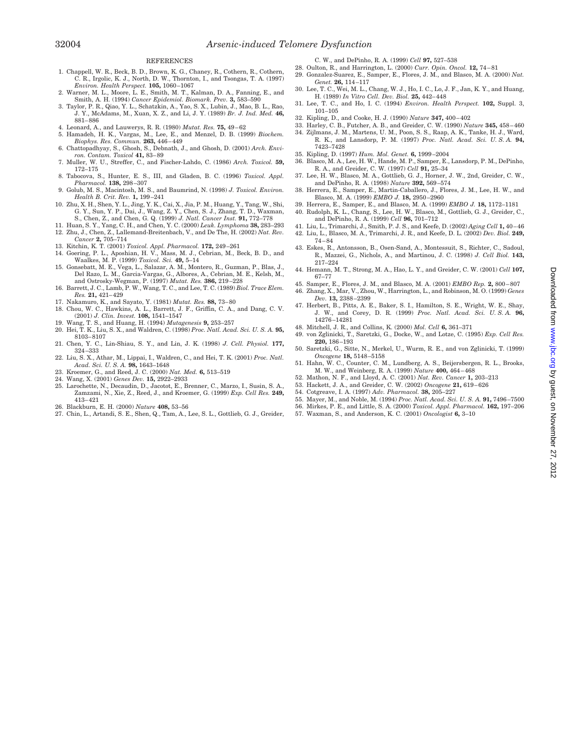## REFERENCES

1. Chappell, W. R., Beck, B. D., Brown, K. G., Chaney, R., Cothern, R., Cothern, C. R., Irgolic, K. J., North, D. W., Thornton, I., and Tsongas, T. A. (1997) *Environ. Health Perspect.* **105,** 1060–1067
2. Warner, M. L., Moore, L. E., Smith, M. T., Kalman, D. A., Fanning, E., and Smith, A. H. (1994) *Cancer Epidemiol. Biomark. Prev.* **3,** 583–590
3. Taylor, P. R., Qiao, Y. L., Schatzkin, A., Yao, S. X., Lubin, J., Mao, B. L., Rao, J. Y., McAdams, M., Xuan, X. Z., and Li, J. Y. (1989) *Br. J. Ind. Med.* **46,** 881–886
4. Leonard, A., and Lauwerys, R. R. (1980) *Mutat. Res.* **75,** 49–62
5. Hamadeh, H. K., Vargas, M., Lee, E., and Menzel, D. B. (1999) *Biochem. Biophys. Res. Commun.* **263,** 446–449
6. Chattopadhyay, S., Ghosh, S., Debnath, J., and Ghosh, D. (2001) *Arch. Environ. Contam. Toxicol* **41,** 83–89
7. Muller, W. U., Streffer, C., and Fischer-Lahdo, C. (1986) *Arch. Toxicol.* **59,** 172–175
8. Tabocova, S., Hunter, E. S., III, and Gladen, B. C. (1996) *Toxicol. Appl. Pharmacol.* **138,** 298–307
9. Golub, M. S., Macintosh, M. S., and Baumrind, N. (1998) *J. Toxicol. Environ. Health B. Crit. Rev.* **1,** 199–241
10. Zhu, X. H., Shen, Y. L., Jing, Y. K., Cai, X., Jia, P. M., Huang, Y., Tang, W., Shi, G. Y., Sun, Y. P., Dai, J., Wang, Z. Y., Chen, S. J., Zhang, T. D., Waxman, S., Chen, Z., and Chen, G. Q. (1999) *J. Natl. Cancer Inst.* **91,** 772–778
11. Huan, S. Y., Yang, C. H., and Chen, Y. C. (2000) *Leuk. Lymphoma* **38,** 283–293
12. Zhu, J., Chen, Z., Lallemand-Breitenbach, V., and De The, H. (2002) *Nat. Rev. Cancer* **2,** 705–714
13. Kitchin, K. T. (2001) *Toxicol. Appl. Pharmacol.* **172,** 249–261
14. Goering, P. L., Aposhian, H. V., Mass, M. J., Cebrian, M., Beck, B. D., and Waalkes, M. P. (1999) *Toxicol. Sci.* **49,** 5–14
15. Gonsebatt, M. E., Vega, L., Salazar, A. M., Montero, R., Guzman, P., Blas, J., Del Razo, L. M., Garcia-Vargas, G., Albores, A., Cebrian, M. E., Kelsh, M., and Ostrosky-Wegman, P. (1997) *Mutat. Res.* **386,** 219–228
16. Barrett, J. C., Lamb, P. W., Wang, T. C., and Lee, T. C. (1989) *Biol. Trace Elem. Res.* **21,** 421–429
17. Nakamuro, K., and Sayato, Y. (1981) *Mutat. Res.* **88,** 73–80
18. Chou, W. C., Hawkins, A. L., Barrett, J. F., Griffin, C. A., and Dang, C. V. (2001) *J. Clin. Invest.* **108,** 1541–1547
19. Wang, T. S., and Huang, H. (1994) *Mutagenesis* **9,** 253–257
20. Hei, T. K., Liu, S. X., and Waldren, C. (1998) *Proc. Natl. Acad. Sci. U. S. A.* **95,** 8103–8107
21. Chen, Y. C., Lin-Shiau, S. Y., and Lin, J. K. (1998) *J. Cell. Physiol.* **177,** 324–333
22. Liu, S. X., Athar, M., Lippai, I., Waldren, C., and Hei, T. K. (2001) *Proc. Natl. Acad. Sci. U. S. A.* **98,** 1643–1648
23. Kroemer, G., and Reed, J. C. (2000) *Nat. Med.* **6,** 513–519
24. Wang, X. (2001) *Genes Dev.* **15,** 2922–2933
25. Larochette, N., Decaudin, D., Jacotot, E., Brenner, C., Marzo, I., Susin, S. A., Zamzami, N., Xie, Z., Reed, J., and Kroemer, G. (1999) *Exp. Cell Res.* **249,** 413–421
26. Blackburn, E. H. (2000) *Nature* **408,** 53–56
27. Chin, L., Artandi, S. E., Shen, Q., Tam, A., Lee, S. L., Gottlieb, G. J., Greider, C. W., and DePinho, R. A. (1999) *Cell* **97,** 527–538
28. Oulton, R., and Harrington, L. (2000) *Curr. Opin. Oncol.* **12,** 74–81
29. Gonzalez-Suarez, E., Samper, E., Flores, J. M., and Blasco, M. A. (2000) *Nat. Genet.* **26,** 114–117
30. Lee, T. C., Wei, M. L., Chang, W. J., Ho, I. C., Lo, J. F., Jan, K. Y., and Huang, H. (1989) *In Vitro Cell. Dev. Biol.* **25,** 442–448
31. Lee, T. C., and Ho, I. C. (1994) *Environ. Health Perspect.* **102,** Suppl. 3, 101–105
32. Kipling, D., and Cooke, H. J. (1990) *Nature* **347,** 400–402
33. Harley, C. B., Futcher, A. B., and Greider, C. W. (1990) *Nature* **345,** 458–460
34. Zijlmans, J. M., Martens, U. M., Poon, S. S., Raap, A. K., Tanke, H. J., Ward, R. K., and Lansdorp, P. M. (1997) *Proc. Natl. Acad. Sci. U. S. A.* **94,** 7423–7428
35. Kipling, D. (1997) *Hum. Mol. Genet.* **6,** 1999–2004
36. Blasco, M. A., Lee, H. W., Hande, M. P., Samper, E., Lansdorp, P. M., DePinho, R. A., and Greider, C. W. (1997) *Cell* **91,** 25–34
37. Lee, H. W., Blasco, M. A., Gottlieb, G. J., Horner, J. W., 2nd, Greider, C. W., and DePinho, R. A. (1998) *Nature* **392,** 569–574
38. Herrera, E., Samper, E., Martin-Caballero, J., Flores, J. M., Lee, H. W., and Blasco, M. A. (1999) *EMBO J.* **18,** 2950–2960
39. Herrera, E., Samper, E., and Blasco, M. A. (1999) *EMBO J.* **18,** 1172–1181
40. Rudolph, K. L., Chang, S., Lee, H. W., Blasco, M., Gottlieb, G. J., Greider, C., and DePinho, R. A. (1999) *Cell* **96,** 701–712
41. Liu, L., Trimarchi, J., Smith, P. J. S., and Keefe, D. (2002) *Aging Cell* **1,** 40–46
42. Liu, L., Blasco, M. A., Trimarchi, J. R., and Keefe, D. L. (2002) *Dev. Biol.* **249,** 74–84
43. Eskes, R., Antonsson, B., Osen-Sand, A., Montessuit, S., Richter, C., Sadoul, R., Mazzei, G., Nichols, A., and Martinou, J. C. (1998) *J. Cell Biol.* **143,** 217–224
44. Hemann, M. T., Strong, M. A., Hao, L. Y., and Greider, C. W. (2001) *Cell* **107,** 67–77
45. Samper, E., Flores, J. M., and Blasco, M. A. (2001) *EMBO Rep.* **2,** 800–807
46. Zhang, X., Mar, V., Zhou, W., Harrington, L., and Robinson, M. O. (1999) *Genes Dev.* **13,** 2388–2399
47. Herbert, B., Pitts, A. E., Baker, S. I., Hamilton, S. E., Wright, W. E., Shay, J. W., and Corey, D. R. (1999) *Proc. Natl. Acad. Sci. U. S. A.* **96,** 14276–14281
48. Mitchell, J. R., and Collins, K. (2000) *Mol. Cell* **6,** 361–371
49. von Zglinicki, T., Saretzki, G., Docke, W., and Lotze, C. (1995) *Exp. Cell Res.* **220,** 186–193
50. Saretzki, G., Sitte, N., Merkel, U., Wurm, R. E., and von Zglinicki, T. (1999) *Oncogene* **18,** 5148–5158
51. Hahn, W. C., Counter, C. M., Lundberg, A. S., Beijersbergen, R. L., Brooks, M. W., and Weinberg, R. A. (1999) *Nature* **400,** 464–468
52. Mathon, N. F., and Lloyd, A. C. (2001) *Nat. Rev. Cancer* **1,** 203–213
53. Hackett, J. A., and Greider, C. W. (2002) *Oncogene* **21,** 619–626
54. Cotgreave, I. A. (1997) *Adv. Pharmacol.* **38,** 205–227
55. Mayer, M., and Noble, M. (1994) *Proc. Natl. Acad. Sci. U. S. A.* **91,** 7496–7500
56. Mirkes, P. E., and Little, S. A. (2000) *Toxicol. Appl. Pharmacol.* **162,** 197–206
57. Waxman, S., and Anderson, K. C. (2001) *Oncologist* **6,** 3–10